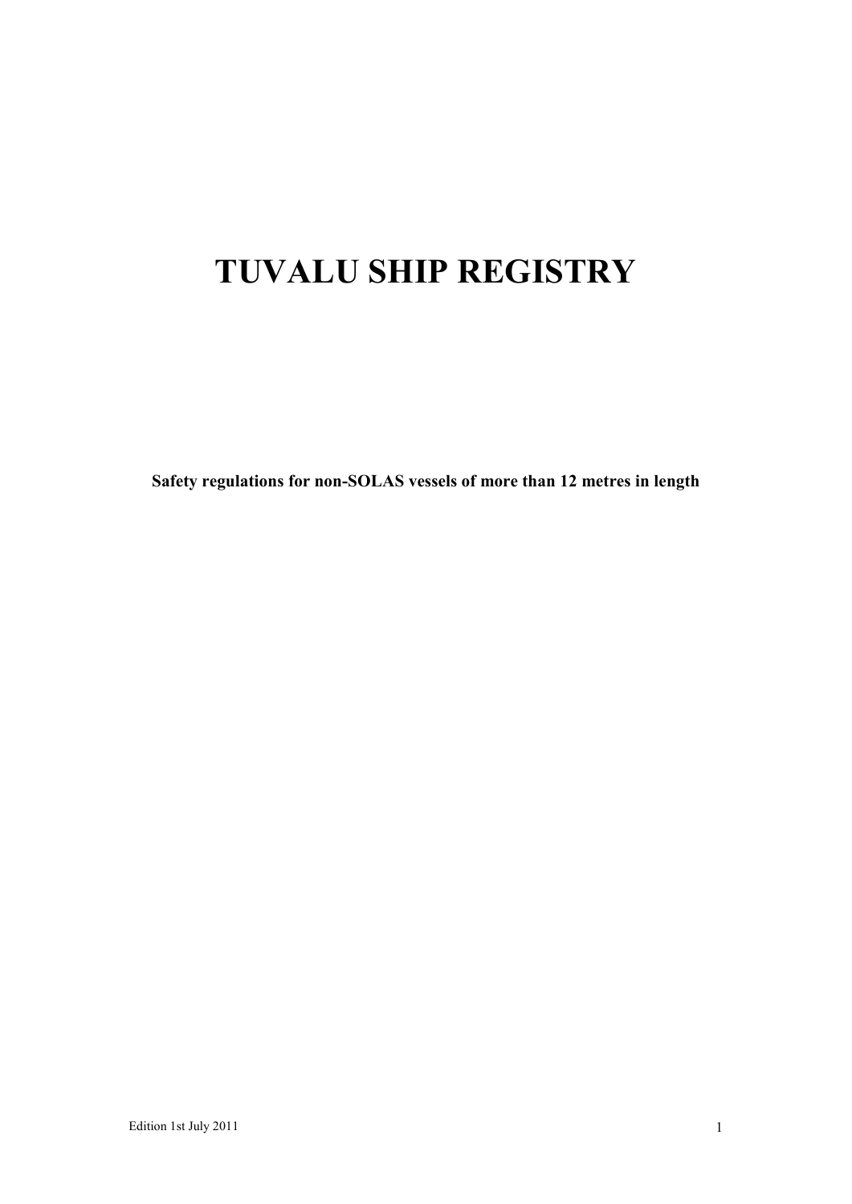# TUVALU SHIP REGISTRY

**Safety regulations for non-SOLAS vessels of more than 12 metres in length**

Edition 1st July 2011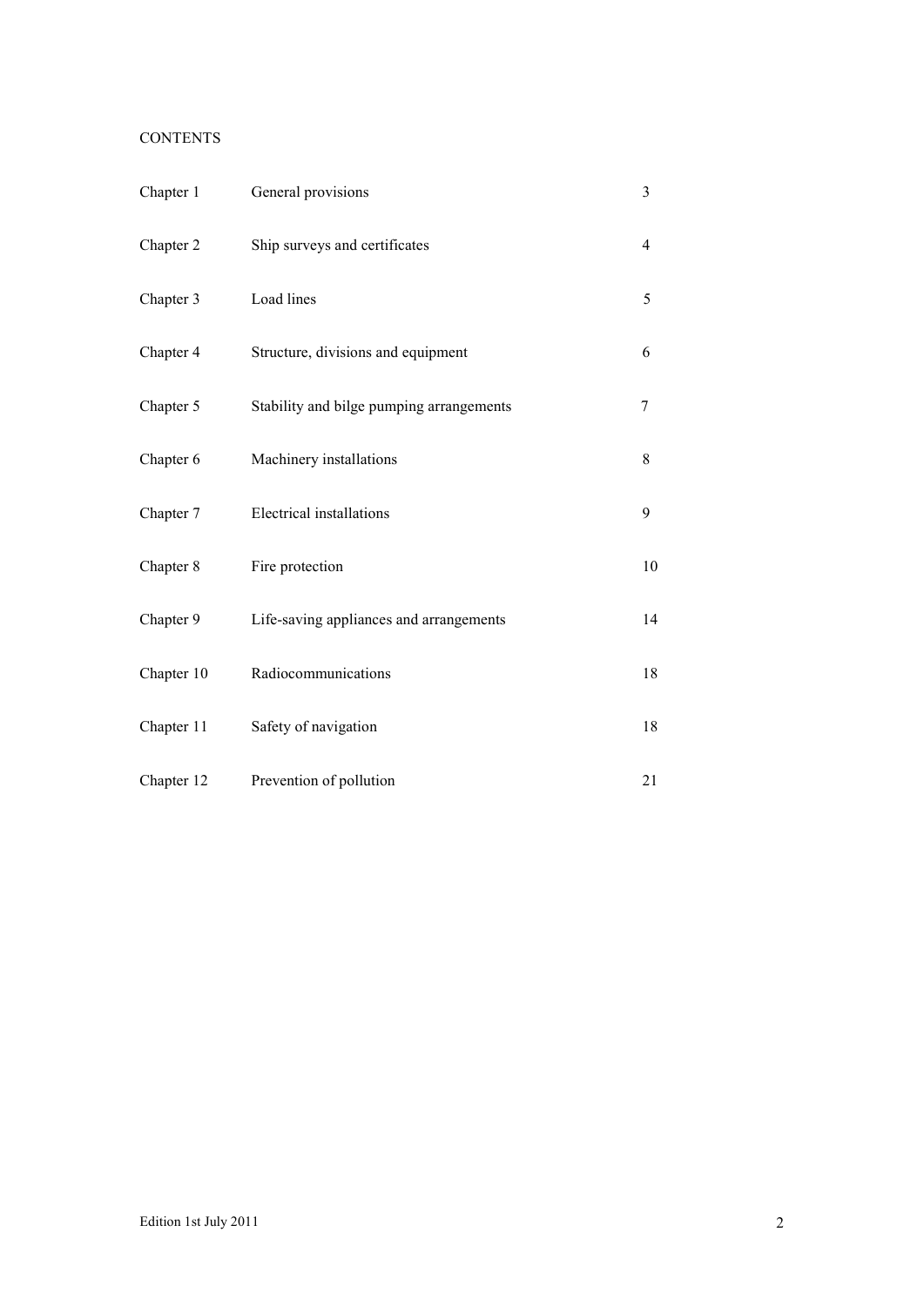CONTENTS

| | | |
|---|---|---|
| Chapter 1 | General provisions | 3 |
| Chapter 2 | Ship surveys and certificates | 4 |
| Chapter 3 | Load lines | 5 |
| Chapter 4 | Structure, divisions and equipment | 6 |
| Chapter 5 | Stability and bilge pumping arrangements | 7 |
| Chapter 6 | Machinery installations | 8 |
| Chapter 7 | Electrical installations | 9 |
| Chapter 8 | Fire protection | 10 |
| Chapter 9 | Life-saving appliances and arrangements | 14 |
| Chapter 10 | Radiocommunications | 18 |
| Chapter 11 | Safety of navigation | 18 |
| Chapter 12 | Prevention of pollution | 21 |

Edition 1st July 2011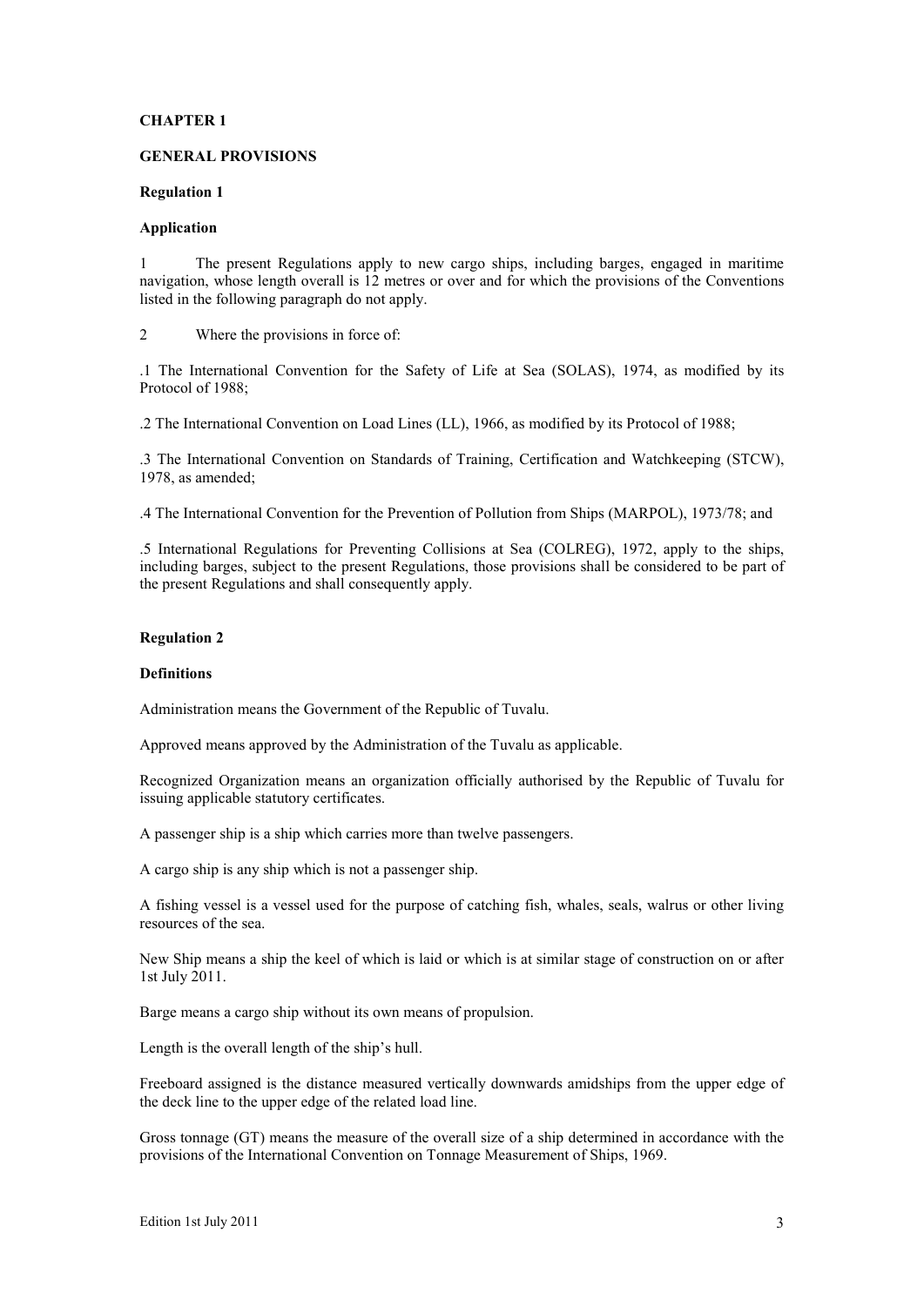# CHAPTER 1

## GENERAL PROVISIONS

### Regulation 1

### Application

1 The present Regulations apply to new cargo ships, including barges, engaged in maritime navigation, whose length overall is 12 metres or over and for which the provisions of the Conventions listed in the following paragraph do not apply.

2 Where the provisions in force of:

.1 The International Convention for the Safety of Life at Sea (SOLAS), 1974, as modified by its Protocol of 1988;

.2 The International Convention on Load Lines (LL), 1966, as modified by its Protocol of 1988;

.3 The International Convention on Standards of Training, Certification and Watchkeeping (STCW), 1978, as amended;

.4 The International Convention for the Prevention of Pollution from Ships (MARPOL), 1973/78; and

.5 International Regulations for Preventing Collisions at Sea (COLREG), 1972, apply to the ships, including barges, subject to the present Regulations, those provisions shall be considered to be part of the present Regulations and shall consequently apply.

### Regulation 2

### Definitions

Administration means the Government of the Republic of Tuvalu.

Approved means approved by the Administration of the Tuvalu as applicable.

Recognized Organization means an organization officially authorised by the Republic of Tuvalu for issuing applicable statutory certificates.

A passenger ship is a ship which carries more than twelve passengers.

A cargo ship is any ship which is not a passenger ship.

A fishing vessel is a vessel used for the purpose of catching fish, whales, seals, walrus or other living resources of the sea.

New Ship means a ship the keel of which is laid or which is at similar stage of construction on or after 1st July 2011.

Barge means a cargo ship without its own means of propulsion.

Length is the overall length of the ship's hull.

Freeboard assigned is the distance measured vertically downwards amidships from the upper edge of the deck line to the upper edge of the related load line.

Gross tonnage (GT) means the measure of the overall size of a ship determined in accordance with the provisions of the International Convention on Tonnage Measurement of Ships, 1969.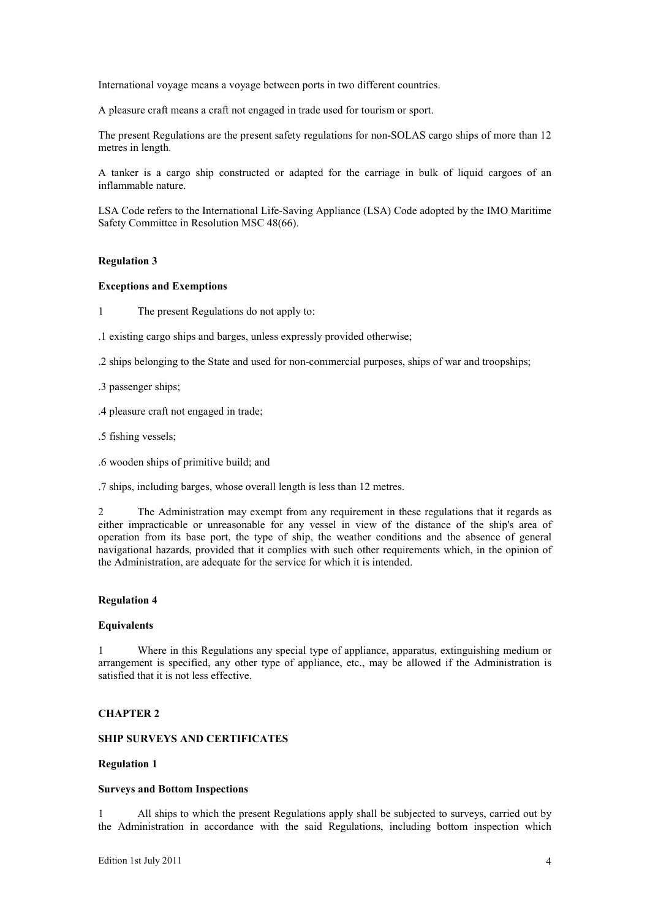International voyage means a voyage between ports in two different countries.

A pleasure craft means a craft not engaged in trade used for tourism or sport.

The present Regulations are the present safety regulations for non-SOLAS cargo ships of more than 12 metres in length.

A tanker is a cargo ship constructed or adapted for the carriage in bulk of liquid cargoes of an inflammable nature.

LSA Code refers to the International Life-Saving Appliance (LSA) Code adopted by the IMO Maritime Safety Committee in Resolution MSC 48(66).

#### Regulation 3

#### Exceptions and Exemptions

1 The present Regulations do not apply to:

.1 existing cargo ships and barges, unless expressly provided otherwise;

.2 ships belonging to the State and used for non-commercial purposes, ships of war and troopships;

.3 passenger ships;

.4 pleasure craft not engaged in trade;

.5 fishing vessels;

.6 wooden ships of primitive build; and

.7 ships, including barges, whose overall length is less than 12 metres.

2 The Administration may exempt from any requirement in these regulations that it regards as either impracticable or unreasonable for any vessel in view of the distance of the ship's area of operation from its base port, the type of ship, the weather conditions and the absence of general navigational hazards, provided that it complies with such other requirements which, in the opinion of the Administration, are adequate for the service for which it is intended.

#### Regulation 4

#### Equivalents

1 Where in this Regulations any special type of appliance, apparatus, extinguishing medium or arrangement is specified, any other type of appliance, etc., may be allowed if the Administration is satisfied that it is not less effective.

## CHAPTER 2

## SHIP SURVEYS AND CERTIFICATES

#### Regulation 1

#### Surveys and Bottom Inspections

1 All ships to which the present Regulations apply shall be subjected to surveys, carried out by the Administration in accordance with the said Regulations, including bottom inspection which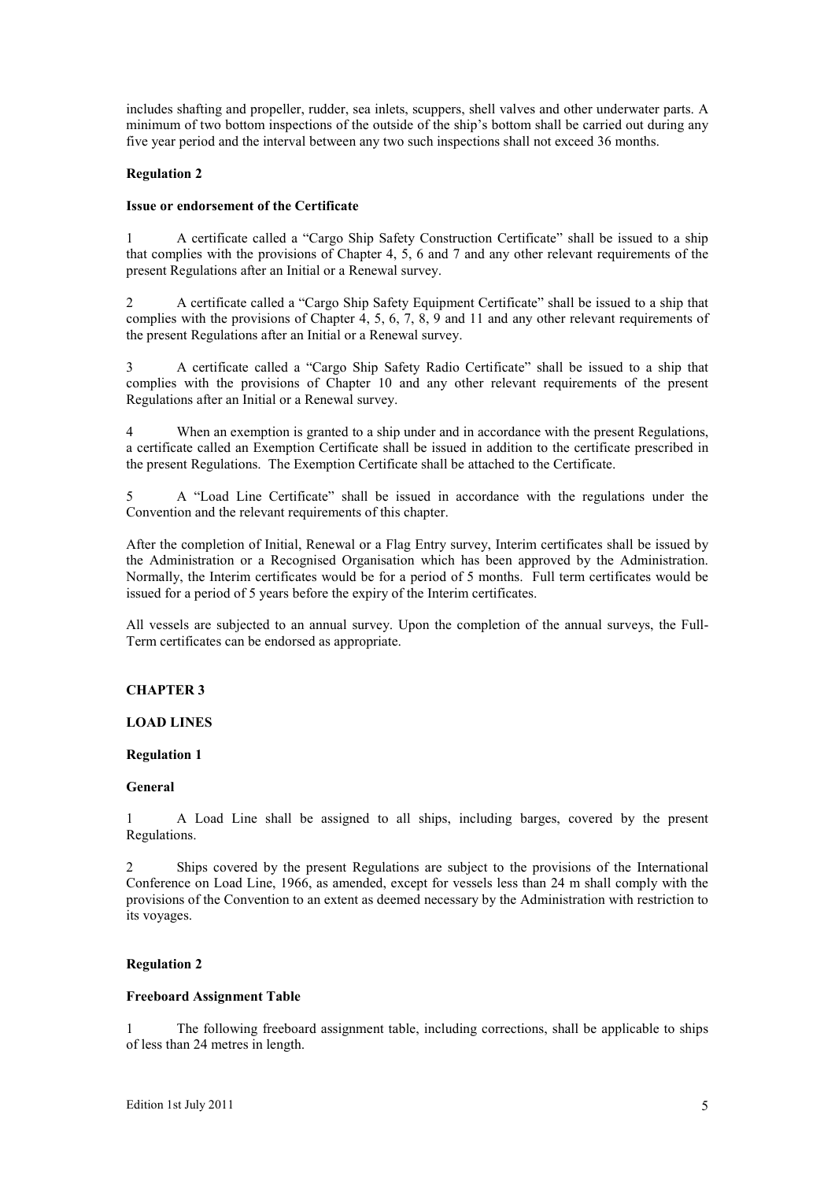includes shafting and propeller, rudder, sea inlets, scuppers, shell valves and other underwater parts. A minimum of two bottom inspections of the outside of the ship's bottom shall be carried out during any five year period and the interval between any two such inspections shall not exceed 36 months.

**Regulation 2**

**Issue or endorsement of the Certificate**

1 A certificate called a "Cargo Ship Safety Construction Certificate" shall be issued to a ship that complies with the provisions of Chapter 4, 5, 6 and 7 and any other relevant requirements of the present Regulations after an Initial or a Renewal survey.

2 A certificate called a "Cargo Ship Safety Equipment Certificate" shall be issued to a ship that complies with the provisions of Chapter 4, 5, 6, 7, 8, 9 and 11 and any other relevant requirements of the present Regulations after an Initial or a Renewal survey.

3 A certificate called a "Cargo Ship Safety Radio Certificate" shall be issued to a ship that complies with the provisions of Chapter 10 and any other relevant requirements of the present Regulations after an Initial or a Renewal survey.

4 When an exemption is granted to a ship under and in accordance with the present Regulations, a certificate called an Exemption Certificate shall be issued in addition to the certificate prescribed in the present Regulations. The Exemption Certificate shall be attached to the Certificate.

5 A "Load Line Certificate" shall be issued in accordance with the regulations under the Convention and the relevant requirements of this chapter.

After the completion of Initial, Renewal or a Flag Entry survey, Interim certificates shall be issued by the Administration or a Recognised Organisation which has been approved by the Administration. Normally, the Interim certificates would be for a period of 5 months. Full term certificates would be issued for a period of 5 years before the expiry of the Interim certificates.

All vessels are subjected to an annual survey. Upon the completion of the annual surveys, the Full-Term certificates can be endorsed as appropriate.

## CHAPTER 3

## LOAD LINES

**Regulation 1**

**General**

1 A Load Line shall be assigned to all ships, including barges, covered by the present Regulations.

2 Ships covered by the present Regulations are subject to the provisions of the International Conference on Load Line, 1966, as amended, except for vessels less than 24 m shall comply with the provisions of the Convention to an extent as deemed necessary by the Administration with restriction to its voyages.

**Regulation 2**

**Freeboard Assignment Table**

1 The following freeboard assignment table, including corrections, shall be applicable to ships of less than 24 metres in length.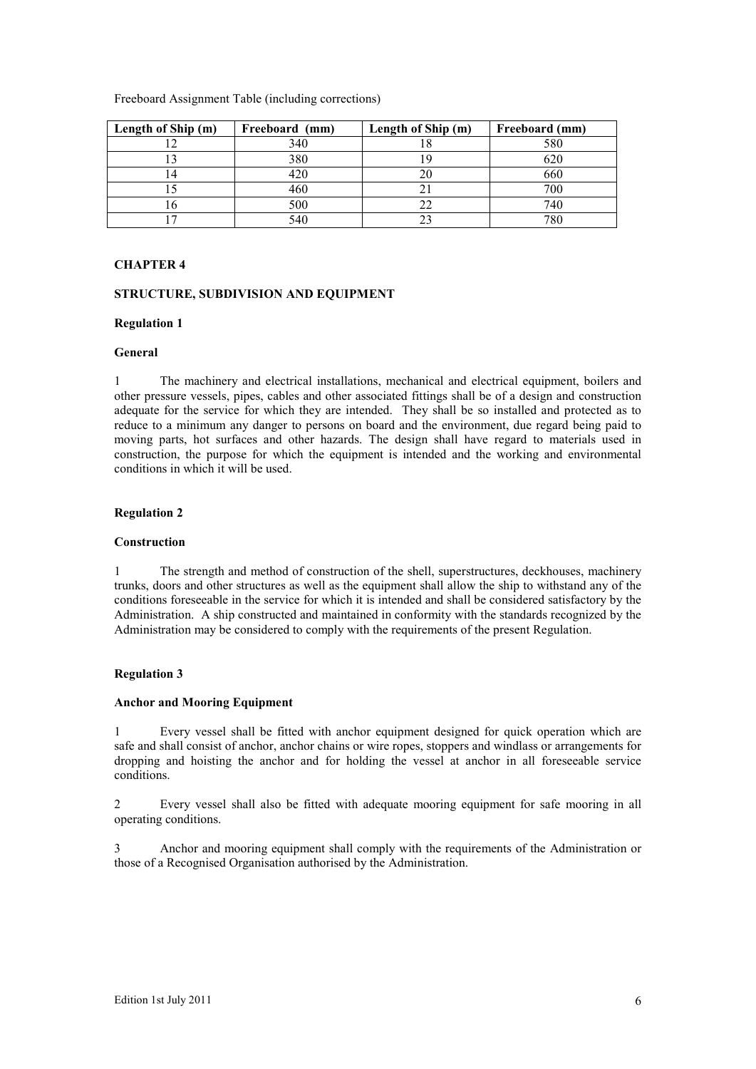Freeboard Assignment Table (including corrections)

| Length of Ship (m) | Freeboard (mm) | Length of Ship (m) | Freeboard (mm) |
|---|---|---|---|
| 12 | 340 | 18 | 580 |
| 13 | 380 | 19 | 620 |
| 14 | 420 | 20 | 660 |
| 15 | 460 | 21 | 700 |
| 16 | 500 | 22 | 740 |
| 17 | 540 | 23 | 780 |

## CHAPTER 4

## STRUCTURE, SUBDIVISION AND EQUIPMENT

### Regulation 1

**General**

1 The machinery and electrical installations, mechanical and electrical equipment, boilers and other pressure vessels, pipes, cables and other associated fittings shall be of a design and construction adequate for the service for which they are intended. They shall be so installed and protected as to reduce to a minimum any danger to persons on board and the environment, due regard being paid to moving parts, hot surfaces and other hazards. The design shall have regard to materials used in construction, the purpose for which the equipment is intended and the working and environmental conditions in which it will be used.

### Regulation 2

**Construction**

1 The strength and method of construction of the shell, superstructures, deckhouses, machinery trunks, doors and other structures as well as the equipment shall allow the ship to withstand any of the conditions foreseeable in the service for which it is intended and shall be considered satisfactory by the Administration. A ship constructed and maintained in conformity with the standards recognized by the Administration may be considered to comply with the requirements of the present Regulation.

### Regulation 3

**Anchor and Mooring Equipment**

1 Every vessel shall be fitted with anchor equipment designed for quick operation which are safe and shall consist of anchor, anchor chains or wire ropes, stoppers and windlass or arrangements for dropping and hoisting the anchor and for holding the vessel at anchor in all foreseeable service conditions.

2 Every vessel shall also be fitted with adequate mooring equipment for safe mooring in all operating conditions.

3 Anchor and mooring equipment shall comply with the requirements of the Administration or those of a Recognised Organisation authorised by the Administration.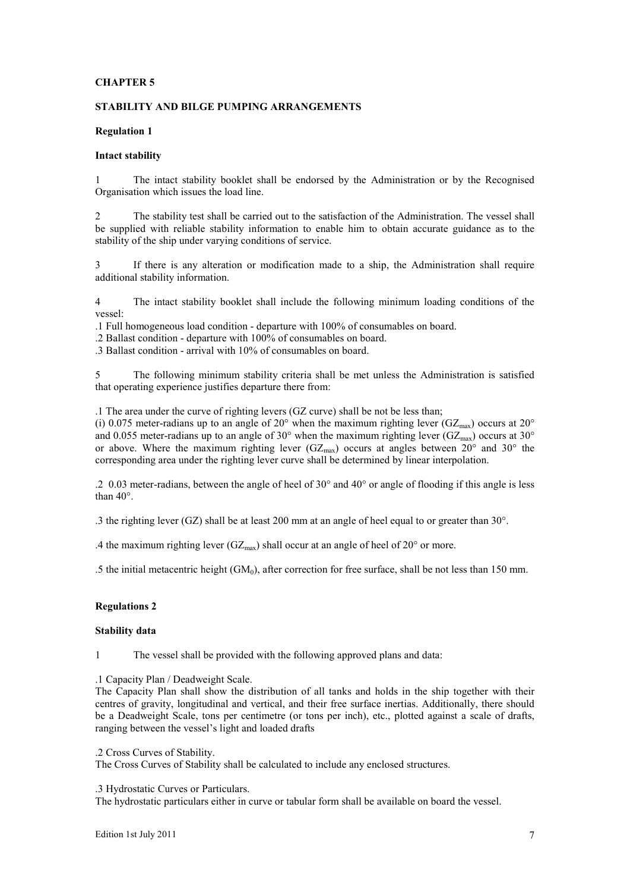## CHAPTER 5

## STABILITY AND BILGE PUMPING ARRANGEMENTS

### Regulation 1

#### Intact stability

1 The intact stability booklet shall be endorsed by the Administration or by the Recognised Organisation which issues the load line.

2 The stability test shall be carried out to the satisfaction of the Administration. The vessel shall be supplied with reliable stability information to enable him to obtain accurate guidance as to the stability of the ship under varying conditions of service.

3 If there is any alteration or modification made to a ship, the Administration shall require additional stability information.

4 The intact stability booklet shall include the following minimum loading conditions of the vessel:

.1 Full homogeneous load condition - departure with 100% of consumables on board.
.2 Ballast condition - departure with 100% of consumables on board.
.3 Ballast condition - arrival with 10% of consumables on board.

5 The following minimum stability criteria shall be met unless the Administration is satisfied that operating experience justifies departure there from:

.1 The area under the curve of righting levers (GZ curve) shall be not be less than;
(i) 0.075 meter-radians up to an angle of 20° when the maximum righting lever ($GZ_{max}$) occurs at 20° and 0.055 meter-radians up to an angle of 30° when the maximum righting lever ($GZ_{max}$) occurs at 30° or above. Where the maximum righting lever ($GZ_{max}$) occurs at angles between 20° and 30° the corresponding area under the righting lever curve shall be determined by linear interpolation.

.2 0.03 meter-radians, between the angle of heel of 30° and 40° or angle of flooding if this angle is less than 40°.

.3 the righting lever (GZ) shall be at least 200 mm at an angle of heel equal to or greater than 30°.

.4 the maximum righting lever ($GZ_{max}$) shall occur at an angle of heel of 20° or more.

.5 the initial metacentric height ($GM_0$), after correction for free surface, shall be not less than 150 mm.

### Regulations 2

#### Stability data

1 The vessel shall be provided with the following approved plans and data:

.1 Capacity Plan / Deadweight Scale.
The Capacity Plan shall show the distribution of all tanks and holds in the ship together with their centres of gravity, longitudinal and vertical, and their free surface inertias. Additionally, there should be a Deadweight Scale, tons per centimetre (or tons per inch), etc., plotted against a scale of drafts, ranging between the vessel's light and loaded drafts

.2 Cross Curves of Stability.
The Cross Curves of Stability shall be calculated to include any enclosed structures.

.3 Hydrostatic Curves or Particulars.
The hydrostatic particulars either in curve or tabular form shall be available on board the vessel.

Edition 1st July 2011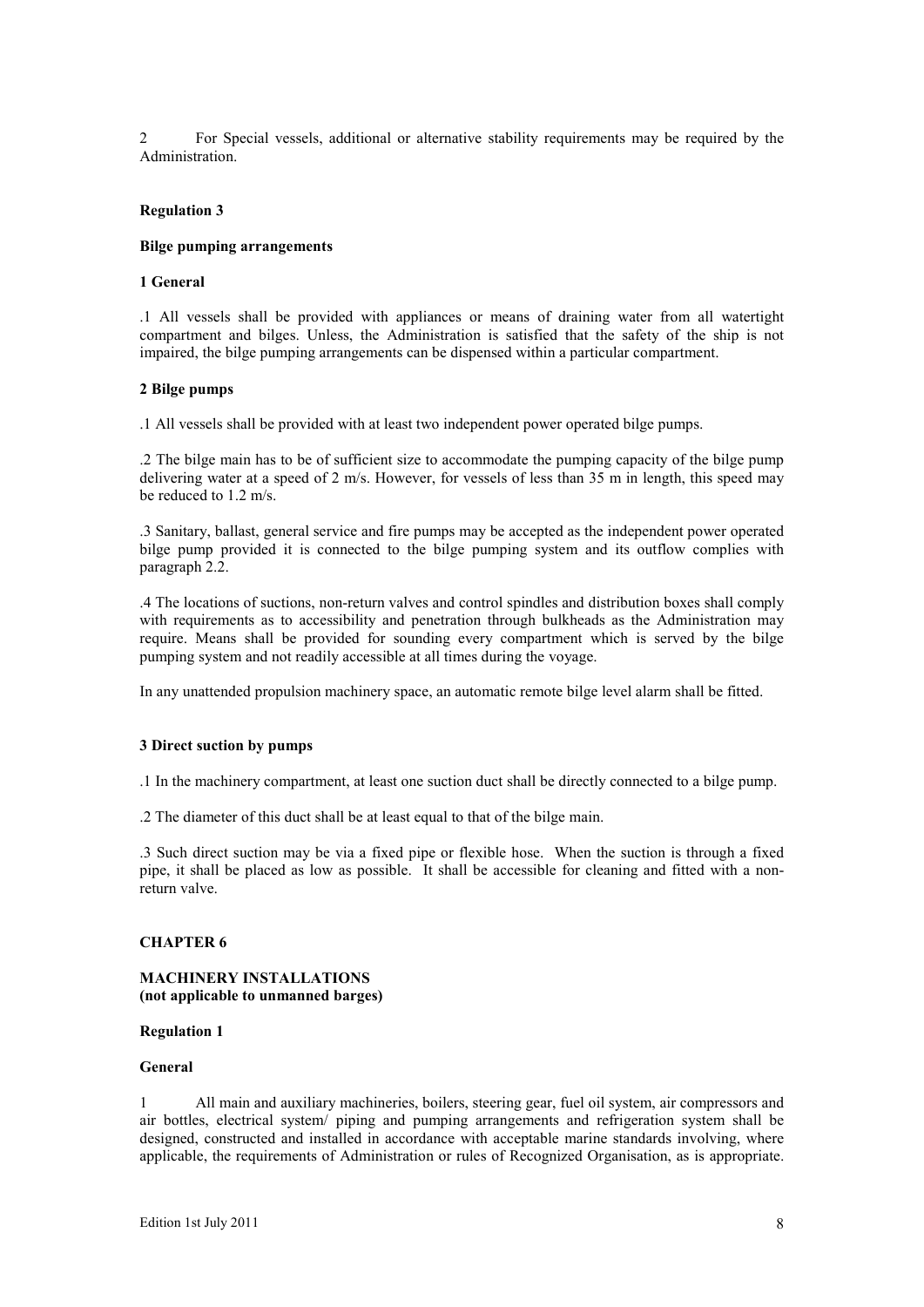2 For Special vessels, additional or alternative stability requirements may be required by the Administration.

**Regulation 3**

**Bilge pumping arrangements**

**1 General**

.1 All vessels shall be provided with appliances or means of draining water from all watertight compartment and bilges. Unless, the Administration is satisfied that the safety of the ship is not impaired, the bilge pumping arrangements can be dispensed within a particular compartment.

**2 Bilge pumps**

.1 All vessels shall be provided with at least two independent power operated bilge pumps.

.2 The bilge main has to be of sufficient size to accommodate the pumping capacity of the bilge pump delivering water at a speed of 2 m/s. However, for vessels of less than 35 m in length, this speed may be reduced to 1.2 m/s.

.3 Sanitary, ballast, general service and fire pumps may be accepted as the independent power operated bilge pump provided it is connected to the bilge pumping system and its outflow complies with paragraph 2.2.

.4 The locations of suctions, non-return valves and control spindles and distribution boxes shall comply with requirements as to accessibility and penetration through bulkheads as the Administration may require. Means shall be provided for sounding every compartment which is served by the bilge pumping system and not readily accessible at all times during the voyage.

In any unattended propulsion machinery space, an automatic remote bilge level alarm shall be fitted.

**3 Direct suction by pumps**

.1 In the machinery compartment, at least one suction duct shall be directly connected to a bilge pump.

.2 The diameter of this duct shall be at least equal to that of the bilge main.

.3 Such direct suction may be via a fixed pipe or flexible hose. When the suction is through a fixed pipe, it shall be placed as low as possible. It shall be accessible for cleaning and fitted with a non-return valve.

## CHAPTER 6

**MACHINERY INSTALLATIONS**
**(not applicable to unmanned barges)**

**Regulation 1**

**General**

1 All main and auxiliary machineries, boilers, steering gear, fuel oil system, air compressors and air bottles, electrical system/ piping and pumping arrangements and refrigeration system shall be designed, constructed and installed in accordance with acceptable marine standards involving, where applicable, the requirements of Administration or rules of Recognized Organisation, as is appropriate.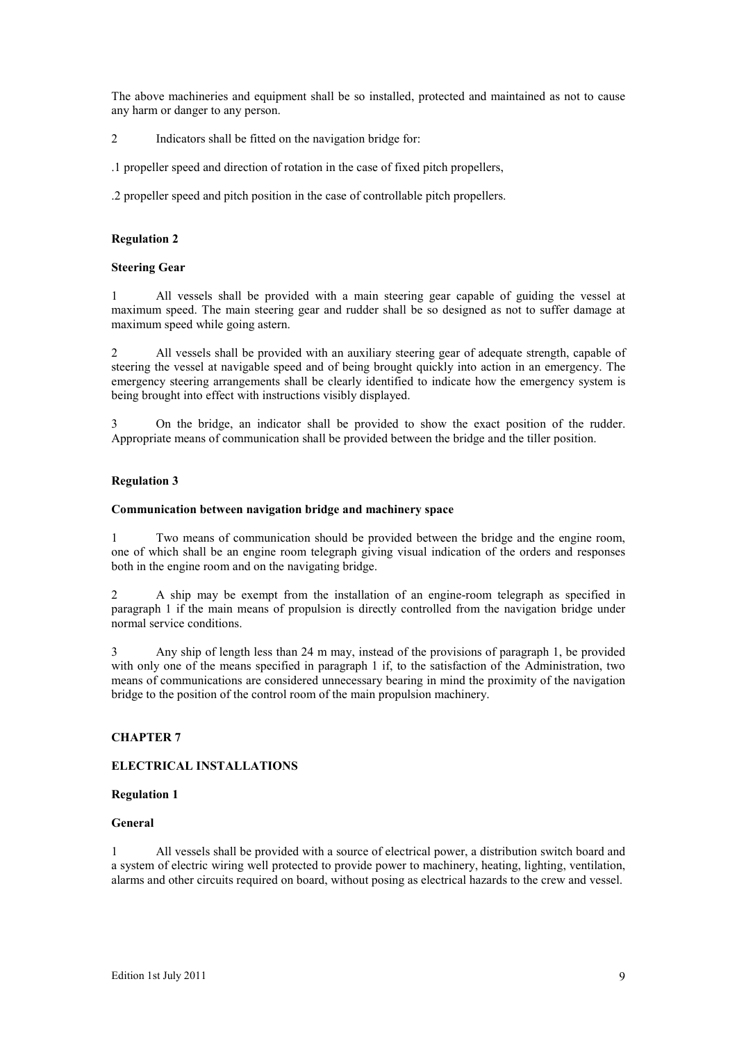The above machineries and equipment shall be so installed, protected and maintained as not to cause any harm or danger to any person.

2 Indicators shall be fitted on the navigation bridge for:

.1 propeller speed and direction of rotation in the case of fixed pitch propellers,

.2 propeller speed and pitch position in the case of controllable pitch propellers.

### Regulation 2

### Steering Gear

1 All vessels shall be provided with a main steering gear capable of guiding the vessel at maximum speed. The main steering gear and rudder shall be so designed as not to suffer damage at maximum speed while going astern.

2 All vessels shall be provided with an auxiliary steering gear of adequate strength, capable of steering the vessel at navigable speed and of being brought quickly into action in an emergency. The emergency steering arrangements shall be clearly identified to indicate how the emergency system is being brought into effect with instructions visibly displayed.

3 On the bridge, an indicator shall be provided to show the exact position of the rudder. Appropriate means of communication shall be provided between the bridge and the tiller position.

### Regulation 3

### Communication between navigation bridge and machinery space

1 Two means of communication should be provided between the bridge and the engine room, one of which shall be an engine room telegraph giving visual indication of the orders and responses both in the engine room and on the navigating bridge.

2 A ship may be exempt from the installation of an engine-room telegraph as specified in paragraph 1 if the main means of propulsion is directly controlled from the navigation bridge under normal service conditions.

3 Any ship of length less than 24 m may, instead of the provisions of paragraph 1, be provided with only one of the means specified in paragraph 1 if, to the satisfaction of the Administration, two means of communications are considered unnecessary bearing in mind the proximity of the navigation bridge to the position of the control room of the main propulsion machinery.

## CHAPTER 7

## ELECTRICAL INSTALLATIONS

### Regulation 1

### General

1 All vessels shall be provided with a source of electrical power, a distribution switch board and a system of electric wiring well protected to provide power to machinery, heating, lighting, ventilation, alarms and other circuits required on board, without posing as electrical hazards to the crew and vessel.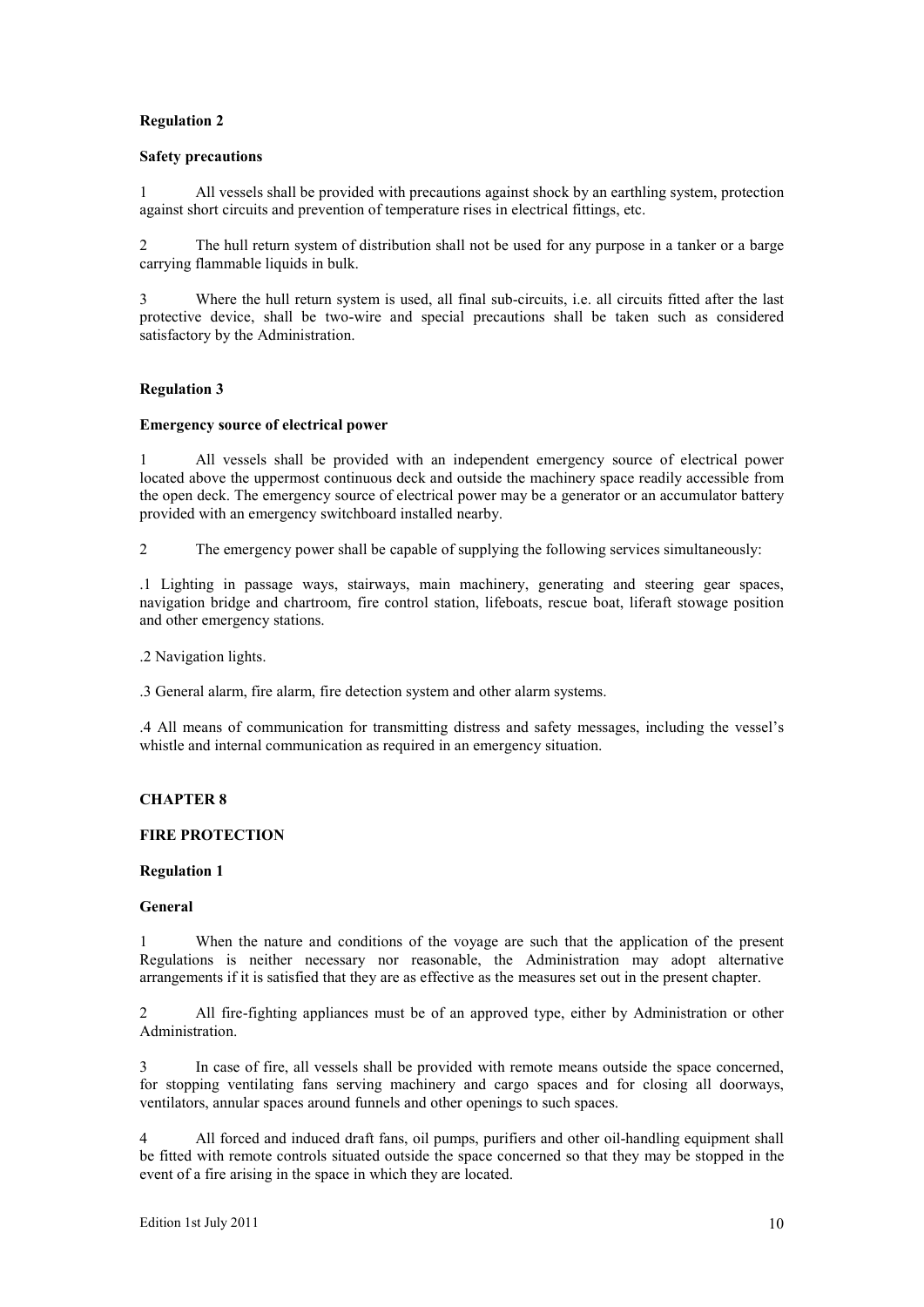**Regulation 2**

**Safety precautions**

1 All vessels shall be provided with precautions against shock by an earthling system, protection against short circuits and prevention of temperature rises in electrical fittings, etc.

2 The hull return system of distribution shall not be used for any purpose in a tanker or a barge carrying flammable liquids in bulk.

3 Where the hull return system is used, all final sub-circuits, i.e. all circuits fitted after the last protective device, shall be two-wire and special precautions shall be taken such as considered satisfactory by the Administration.

**Regulation 3**

**Emergency source of electrical power**

1 All vessels shall be provided with an independent emergency source of electrical power located above the uppermost continuous deck and outside the machinery space readily accessible from the open deck. The emergency source of electrical power may be a generator or an accumulator battery provided with an emergency switchboard installed nearby.

2 The emergency power shall be capable of supplying the following services simultaneously:

.1 Lighting in passage ways, stairways, main machinery, generating and steering gear spaces, navigation bridge and chartroom, fire control station, lifeboats, rescue boat, liferaft stowage position and other emergency stations.

.2 Navigation lights.

.3 General alarm, fire alarm, fire detection system and other alarm systems.

.4 All means of communication for transmitting distress and safety messages, including the vessel's whistle and internal communication as required in an emergency situation.

## CHAPTER 8

## FIRE PROTECTION

**Regulation 1**

**General**

1 When the nature and conditions of the voyage are such that the application of the present Regulations is neither necessary nor reasonable, the Administration may adopt alternative arrangements if it is satisfied that they are as effective as the measures set out in the present chapter.

2 All fire-fighting appliances must be of an approved type, either by Administration or other Administration.

3 In case of fire, all vessels shall be provided with remote means outside the space concerned, for stopping ventilating fans serving machinery and cargo spaces and for closing all doorways, ventilators, annular spaces around funnels and other openings to such spaces.

4 All forced and induced draft fans, oil pumps, purifiers and other oil-handling equipment shall be fitted with remote controls situated outside the space concerned so that they may be stopped in the event of a fire arising in the space in which they are located.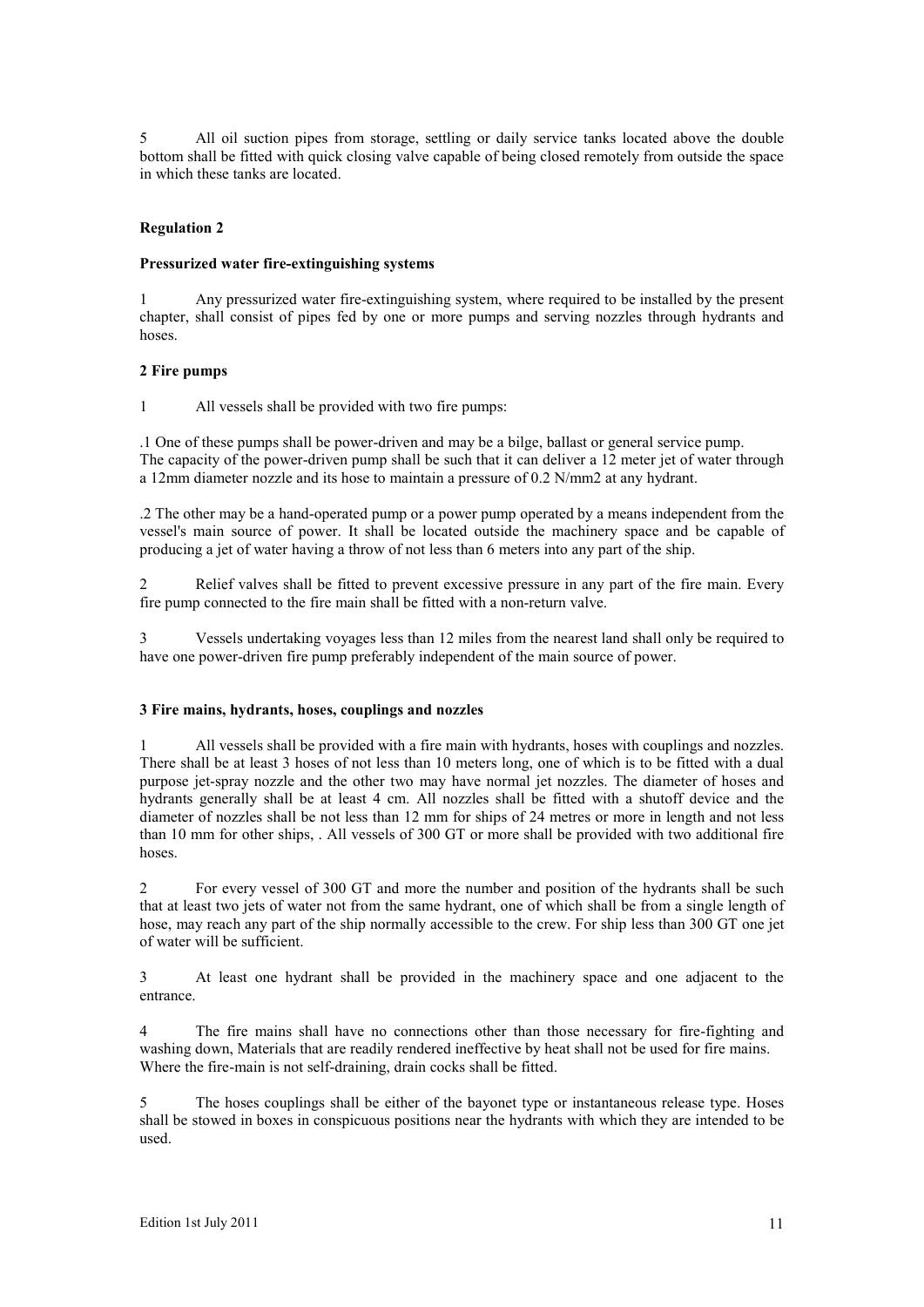5 All oil suction pipes from storage, settling or daily service tanks located above the double bottom shall be fitted with quick closing valve capable of being closed remotely from outside the space in which these tanks are located.

### Regulation 2

### Pressurized water fire-extinguishing systems

1 Any pressurized water fire-extinguishing system, where required to be installed by the present chapter, shall consist of pipes fed by one or more pumps and serving nozzles through hydrants and hoses.

#### 2 Fire pumps

1 All vessels shall be provided with two fire pumps:

.1 One of these pumps shall be power-driven and may be a bilge, ballast or general service pump. The capacity of the power-driven pump shall be such that it can deliver a 12 meter jet of water through a 12mm diameter nozzle and its hose to maintain a pressure of 0.2 N/mm2 at any hydrant.

.2 The other may be a hand-operated pump or a power pump operated by a means independent from the vessel's main source of power. It shall be located outside the machinery space and be capable of producing a jet of water having a throw of not less than 6 meters into any part of the ship.

2 Relief valves shall be fitted to prevent excessive pressure in any part of the fire main. Every fire pump connected to the fire main shall be fitted with a non-return valve.

3 Vessels undertaking voyages less than 12 miles from the nearest land shall only be required to have one power-driven fire pump preferably independent of the main source of power.

#### 3 Fire mains, hydrants, hoses, couplings and nozzles

1 All vessels shall be provided with a fire main with hydrants, hoses with couplings and nozzles. There shall be at least 3 hoses of not less than 10 meters long, one of which is to be fitted with a dual purpose jet-spray nozzle and the other two may have normal jet nozzles. The diameter of hoses and hydrants generally shall be at least 4 cm. All nozzles shall be fitted with a shutoff device and the diameter of nozzles shall be not less than 12 mm for ships of 24 metres or more in length and not less than 10 mm for other ships, . All vessels of 300 GT or more shall be provided with two additional fire hoses.

2 For every vessel of 300 GT and more the number and position of the hydrants shall be such that at least two jets of water not from the same hydrant, one of which shall be from a single length of hose, may reach any part of the ship normally accessible to the crew. For ship less than 300 GT one jet of water will be sufficient.

3 At least one hydrant shall be provided in the machinery space and one adjacent to the entrance.

4 The fire mains shall have no connections other than those necessary for fire-fighting and washing down, Materials that are readily rendered ineffective by heat shall not be used for fire mains. Where the fire-main is not self-draining, drain cocks shall be fitted.

5 The hoses couplings shall be either of the bayonet type or instantaneous release type. Hoses shall be stowed in boxes in conspicuous positions near the hydrants with which they are intended to be used.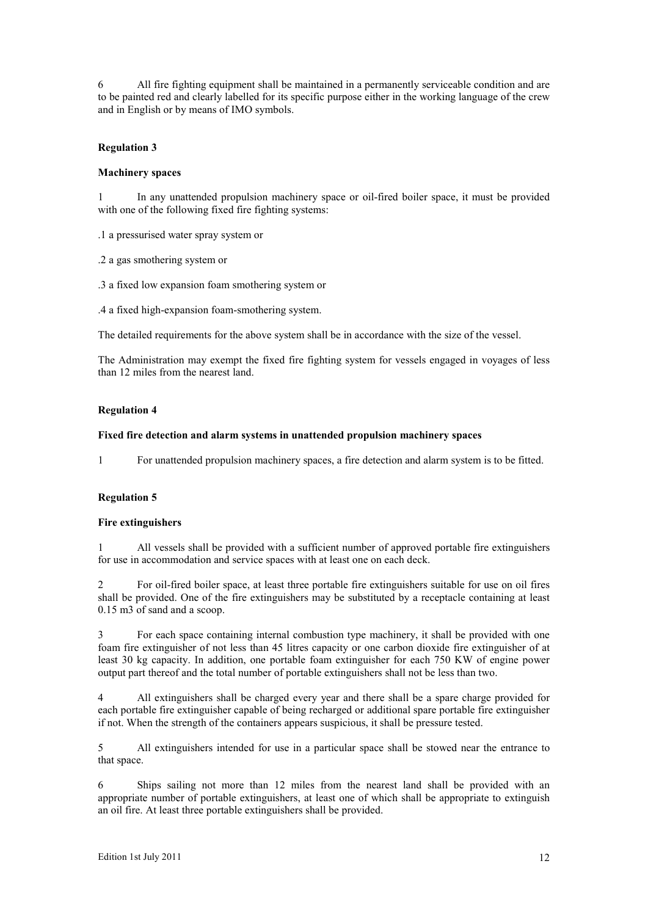6 All fire fighting equipment shall be maintained in a permanently serviceable condition and are to be painted red and clearly labelled for its specific purpose either in the working language of the crew and in English or by means of IMO symbols.

## Regulation 3

### Machinery spaces

1 In any unattended propulsion machinery space or oil-fired boiler space, it must be provided with one of the following fixed fire fighting systems:

.1 a pressurised water spray system or

.2 a gas smothering system or

.3 a fixed low expansion foam smothering system or

.4 a fixed high-expansion foam-smothering system.

The detailed requirements for the above system shall be in accordance with the size of the vessel.

The Administration may exempt the fixed fire fighting system for vessels engaged in voyages of less than 12 miles from the nearest land.

## Regulation 4

### Fixed fire detection and alarm systems in unattended propulsion machinery spaces

1 For unattended propulsion machinery spaces, a fire detection and alarm system is to be fitted.

## Regulation 5

### Fire extinguishers

1 All vessels shall be provided with a sufficient number of approved portable fire extinguishers for use in accommodation and service spaces with at least one on each deck.

2 For oil-fired boiler space, at least three portable fire extinguishers suitable for use on oil fires shall be provided. One of the fire extinguishers may be substituted by a receptacle containing at least 0.15 m3 of sand and a scoop.

3 For each space containing internal combustion type machinery, it shall be provided with one foam fire extinguisher of not less than 45 litres capacity or one carbon dioxide fire extinguisher of at least 30 kg capacity. In addition, one portable foam extinguisher for each 750 KW of engine power output part thereof and the total number of portable extinguishers shall not be less than two.

4 All extinguishers shall be charged every year and there shall be a spare charge provided for each portable fire extinguisher capable of being recharged or additional spare portable fire extinguisher if not. When the strength of the containers appears suspicious, it shall be pressure tested.

5 All extinguishers intended for use in a particular space shall be stowed near the entrance to that space.

6 Ships sailing not more than 12 miles from the nearest land shall be provided with an appropriate number of portable extinguishers, at least one of which shall be appropriate to extinguish an oil fire. At least three portable extinguishers shall be provided.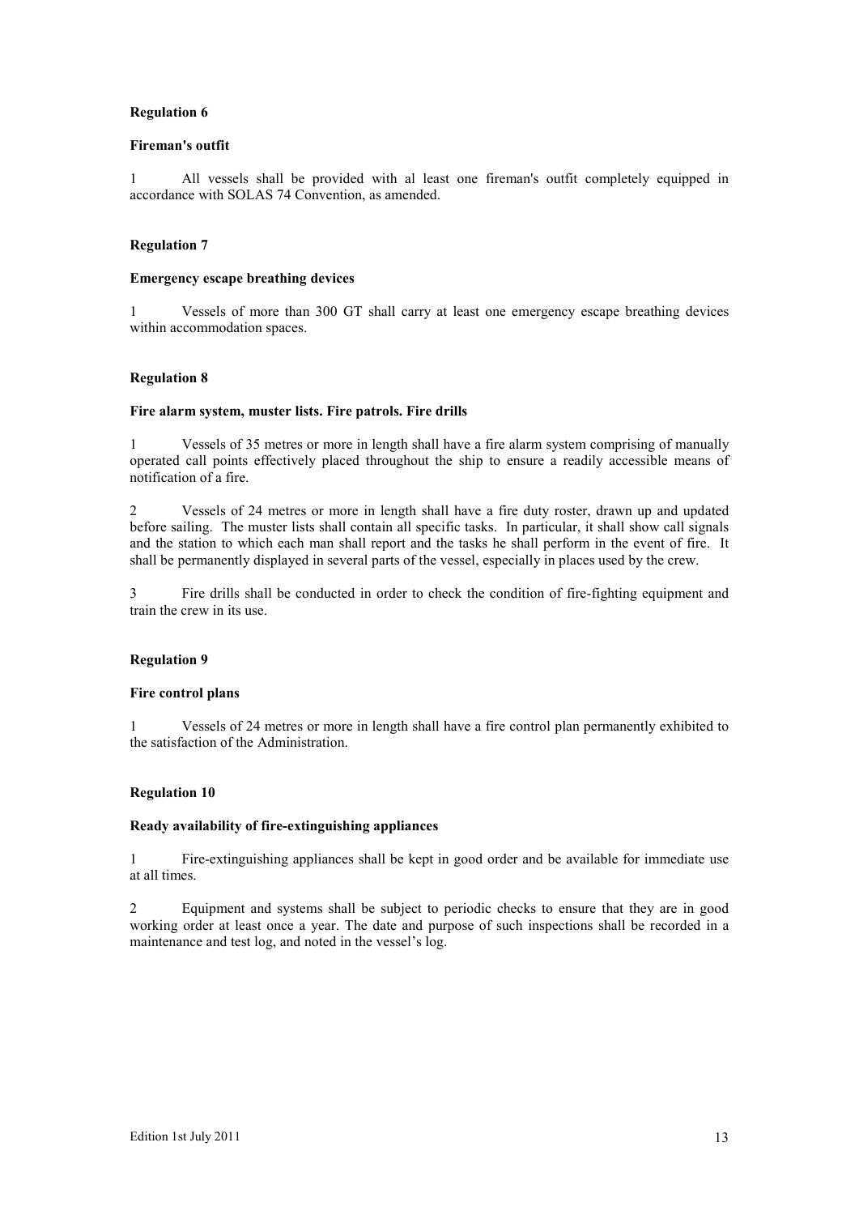**Regulation 6**

**Fireman's outfit**

1 All vessels shall be provided with al least one fireman's outfit completely equipped in accordance with SOLAS 74 Convention, as amended.

**Regulation 7**

**Emergency escape breathing devices**

1 Vessels of more than 300 GT shall carry at least one emergency escape breathing devices within accommodation spaces.

**Regulation 8**

**Fire alarm system, muster lists. Fire patrols. Fire drills**

1 Vessels of 35 metres or more in length shall have a fire alarm system comprising of manually operated call points effectively placed throughout the ship to ensure a readily accessible means of notification of a fire.

2 Vessels of 24 metres or more in length shall have a fire duty roster, drawn up and updated before sailing. The muster lists shall contain all specific tasks. In particular, it shall show call signals and the station to which each man shall report and the tasks he shall perform in the event of fire. It shall be permanently displayed in several parts of the vessel, especially in places used by the crew.

3 Fire drills shall be conducted in order to check the condition of fire-fighting equipment and train the crew in its use.

**Regulation 9**

**Fire control plans**

1 Vessels of 24 metres or more in length shall have a fire control plan permanently exhibited to the satisfaction of the Administration.

**Regulation 10**

**Ready availability of fire-extinguishing appliances**

1 Fire-extinguishing appliances shall be kept in good order and be available for immediate use at all times.

2 Equipment and systems shall be subject to periodic checks to ensure that they are in good working order at least once a year. The date and purpose of such inspections shall be recorded in a maintenance and test log, and noted in the vessel's log.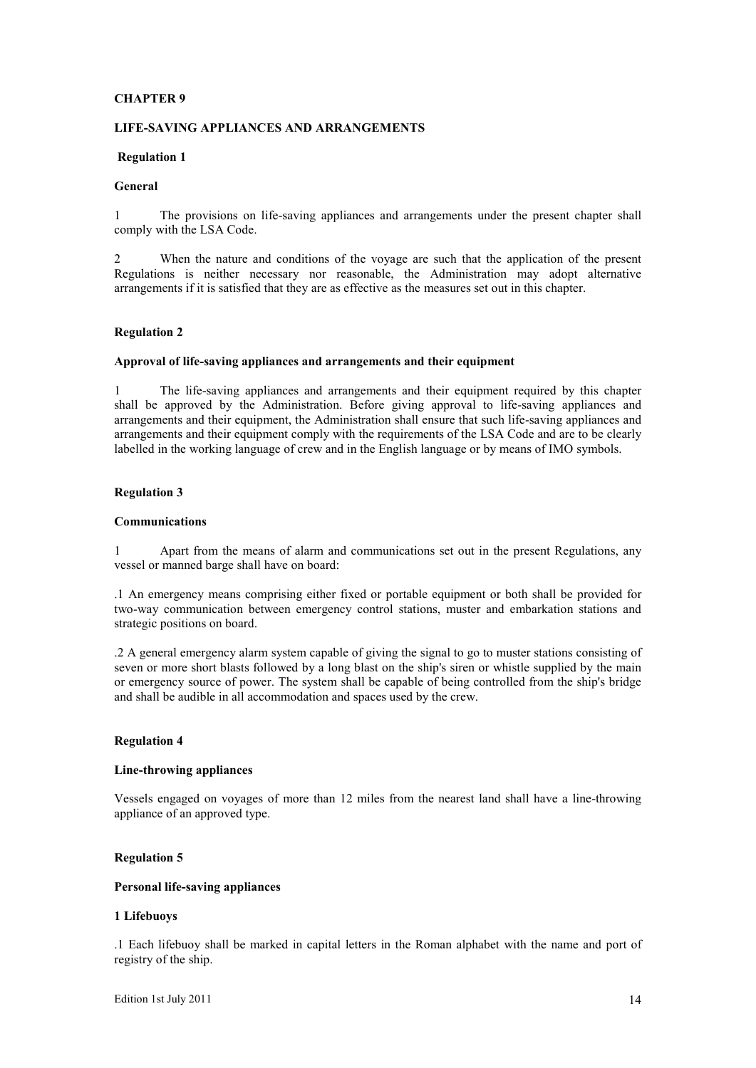# CHAPTER 9

## LIFE-SAVING APPLIANCES AND ARRANGEMENTS

### Regulation 1

**General**

1 The provisions on life-saving appliances and arrangements under the present chapter shall comply with the LSA Code.

2 When the nature and conditions of the voyage are such that the application of the present Regulations is neither necessary nor reasonable, the Administration may adopt alternative arrangements if it is satisfied that they are as effective as the measures set out in this chapter.

### Regulation 2

**Approval of life-saving appliances and arrangements and their equipment**

1 The life-saving appliances and arrangements and their equipment required by this chapter shall be approved by the Administration. Before giving approval to life-saving appliances and arrangements and their equipment, the Administration shall ensure that such life-saving appliances and arrangements and their equipment comply with the requirements of the LSA Code and are to be clearly labelled in the working language of crew and in the English language or by means of IMO symbols.

### Regulation 3

**Communications**

1 Apart from the means of alarm and communications set out in the present Regulations, any vessel or manned barge shall have on board:

.1 An emergency means comprising either fixed or portable equipment or both shall be provided for two-way communication between emergency control stations, muster and embarkation stations and strategic positions on board.

.2 A general emergency alarm system capable of giving the signal to go to muster stations consisting of seven or more short blasts followed by a long blast on the ship's siren or whistle supplied by the main or emergency source of power. The system shall be capable of being controlled from the ship's bridge and shall be audible in all accommodation and spaces used by the crew.

### Regulation 4

**Line-throwing appliances**

Vessels engaged on voyages of more than 12 miles from the nearest land shall have a line-throwing appliance of an approved type.

### Regulation 5

**Personal life-saving appliances**

**1 Lifebuoys**

.1 Each lifebuoy shall be marked in capital letters in the Roman alphabet with the name and port of registry of the ship.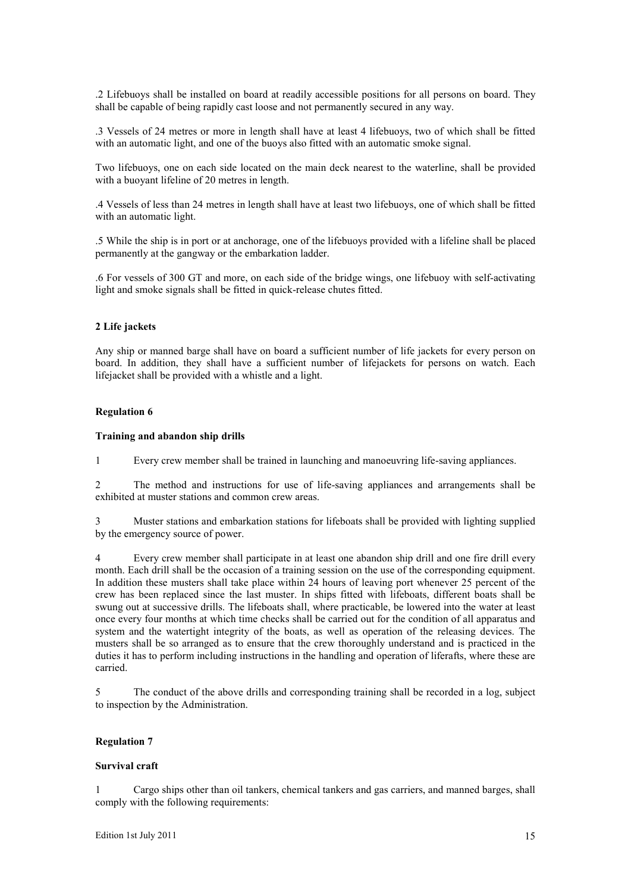.2 Lifebuoys shall be installed on board at readily accessible positions for all persons on board. They shall be capable of being rapidly cast loose and not permanently secured in any way.

.3 Vessels of 24 metres or more in length shall have at least 4 lifebuoys, two of which shall be fitted with an automatic light, and one of the buoys also fitted with an automatic smoke signal.

Two lifebuoys, one on each side located on the main deck nearest to the waterline, shall be provided with a buoyant lifeline of 20 metres in length.

.4 Vessels of less than 24 metres in length shall have at least two lifebuoys, one of which shall be fitted with an automatic light.

.5 While the ship is in port or at anchorage, one of the lifebuoys provided with a lifeline shall be placed permanently at the gangway or the embarkation ladder.

.6 For vessels of 300 GT and more, on each side of the bridge wings, one lifebuoy with self-activating light and smoke signals shall be fitted in quick-release chutes fitted.

**2 Life jackets**

Any ship or manned barge shall have on board a sufficient number of life jackets for every person on board. In addition, they shall have a sufficient number of lifejackets for persons on watch. Each lifejacket shall be provided with a whistle and a light.

## Regulation 6

### Training and abandon ship drills

1 Every crew member shall be trained in launching and manoeuvring life-saving appliances.

2 The method and instructions for use of life-saving appliances and arrangements shall be exhibited at muster stations and common crew areas.

3 Muster stations and embarkation stations for lifeboats shall be provided with lighting supplied by the emergency source of power.

4 Every crew member shall participate in at least one abandon ship drill and one fire drill every month. Each drill shall be the occasion of a training session on the use of the corresponding equipment. In addition these musters shall take place within 24 hours of leaving port whenever 25 percent of the crew has been replaced since the last muster. In ships fitted with lifeboats, different boats shall be swung out at successive drills. The lifeboats shall, where practicable, be lowered into the water at least once every four months at which time checks shall be carried out for the condition of all apparatus and system and the watertight integrity of the boats, as well as operation of the releasing devices. The musters shall be so arranged as to ensure that the crew thoroughly understand and is practiced in the duties it has to perform including instructions in the handling and operation of liferafts, where these are carried.

5 The conduct of the above drills and corresponding training shall be recorded in a log, subject to inspection by the Administration.

## Regulation 7

### Survival craft

1 Cargo ships other than oil tankers, chemical tankers and gas carriers, and manned barges, shall comply with the following requirements: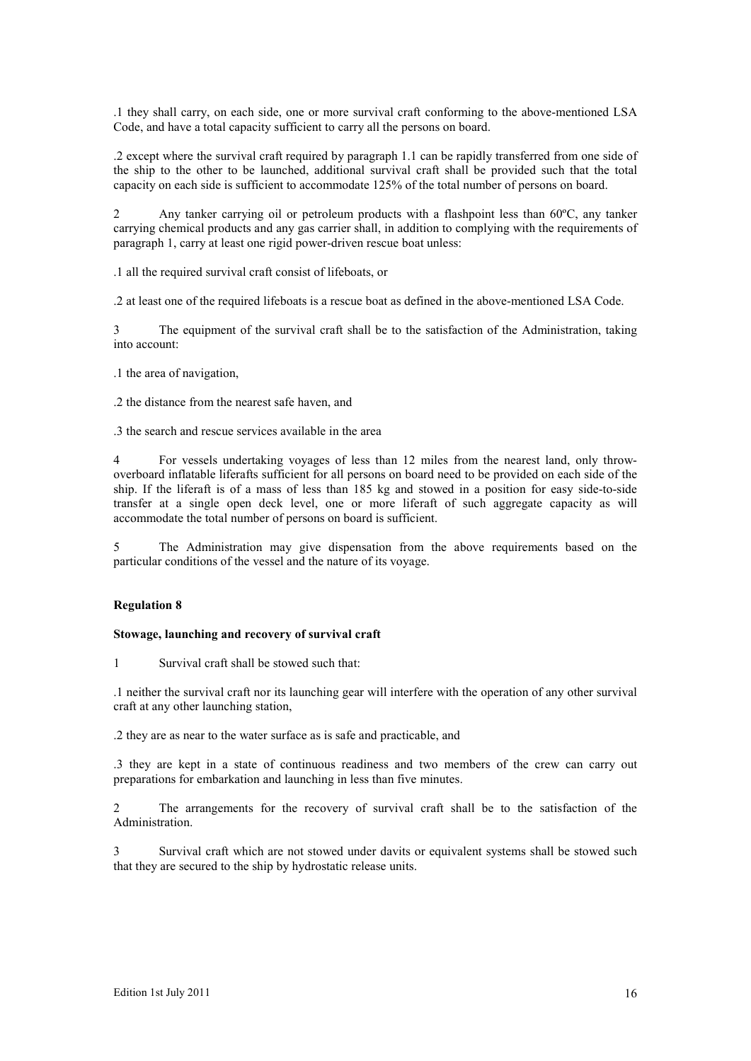.1 they shall carry, on each side, one or more survival craft conforming to the above-mentioned LSA Code, and have a total capacity sufficient to carry all the persons on board.

.2 except where the survival craft required by paragraph 1.1 can be rapidly transferred from one side of the ship to the other to be launched, additional survival craft shall be provided such that the total capacity on each side is sufficient to accommodate 125% of the total number of persons on board.

2 Any tanker carrying oil or petroleum products with a flashpoint less than 60ºC, any tanker carrying chemical products and any gas carrier shall, in addition to complying with the requirements of paragraph 1, carry at least one rigid power-driven rescue boat unless:

.1 all the required survival craft consist of lifeboats, or

.2 at least one of the required lifeboats is a rescue boat as defined in the above-mentioned LSA Code.

3 The equipment of the survival craft shall be to the satisfaction of the Administration, taking into account:

.1 the area of navigation,

.2 the distance from the nearest safe haven, and

.3 the search and rescue services available in the area

4 For vessels undertaking voyages of less than 12 miles from the nearest land, only throw-overboard inflatable liferafts sufficient for all persons on board need to be provided on each side of the ship. If the liferaft is of a mass of less than 185 kg and stowed in a position for easy side-to-side transfer at a single open deck level, one or more liferaft of such aggregate capacity as will accommodate the total number of persons on board is sufficient.

5 The Administration may give dispensation from the above requirements based on the particular conditions of the vessel and the nature of its voyage.

## Regulation 8

### Stowage, launching and recovery of survival craft

1 Survival craft shall be stowed such that:

.1 neither the survival craft nor its launching gear will interfere with the operation of any other survival craft at any other launching station,

.2 they are as near to the water surface as is safe and practicable, and

.3 they are kept in a state of continuous readiness and two members of the crew can carry out preparations for embarkation and launching in less than five minutes.

2 The arrangements for the recovery of survival craft shall be to the satisfaction of the Administration.

3 Survival craft which are not stowed under davits or equivalent systems shall be stowed such that they are secured to the ship by hydrostatic release units.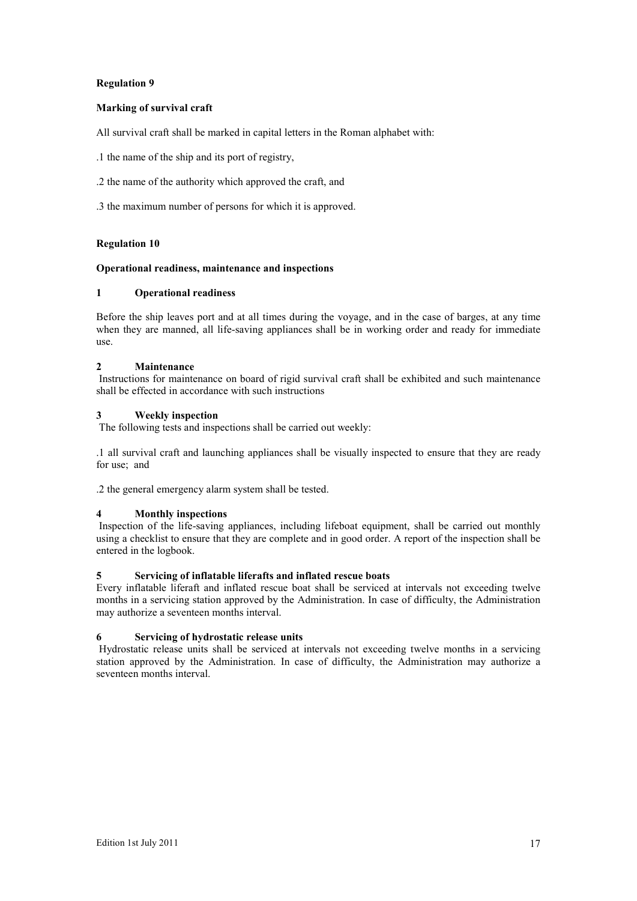## Regulation 9

### Marking of survival craft

All survival craft shall be marked in capital letters in the Roman alphabet with:

.1 the name of the ship and its port of registry,

.2 the name of the authority which approved the craft, and

.3 the maximum number of persons for which it is approved.

## Regulation 10

### Operational readiness, maintenance and inspections

#### 1 Operational readiness

Before the ship leaves port and at all times during the voyage, and in the case of barges, at any time when they are manned, all life-saving appliances shall be in working order and ready for immediate use.

#### 2 Maintenance

Instructions for maintenance on board of rigid survival craft shall be exhibited and such maintenance shall be effected in accordance with such instructions

#### 3 Weekly inspection

The following tests and inspections shall be carried out weekly:

.1 all survival craft and launching appliances shall be visually inspected to ensure that they are ready for use; and

.2 the general emergency alarm system shall be tested.

#### 4 Monthly inspections

Inspection of the life-saving appliances, including lifeboat equipment, shall be carried out monthly using a checklist to ensure that they are complete and in good order. A report of the inspection shall be entered in the logbook.

#### 5 Servicing of inflatable liferafts and inflated rescue boats

Every inflatable liferaft and inflated rescue boat shall be serviced at intervals not exceeding twelve months in a servicing station approved by the Administration. In case of difficulty, the Administration may authorize a seventeen months interval.

#### 6 Servicing of hydrostatic release units

Hydrostatic release units shall be serviced at intervals not exceeding twelve months in a servicing station approved by the Administration. In case of difficulty, the Administration may authorize a seventeen months interval.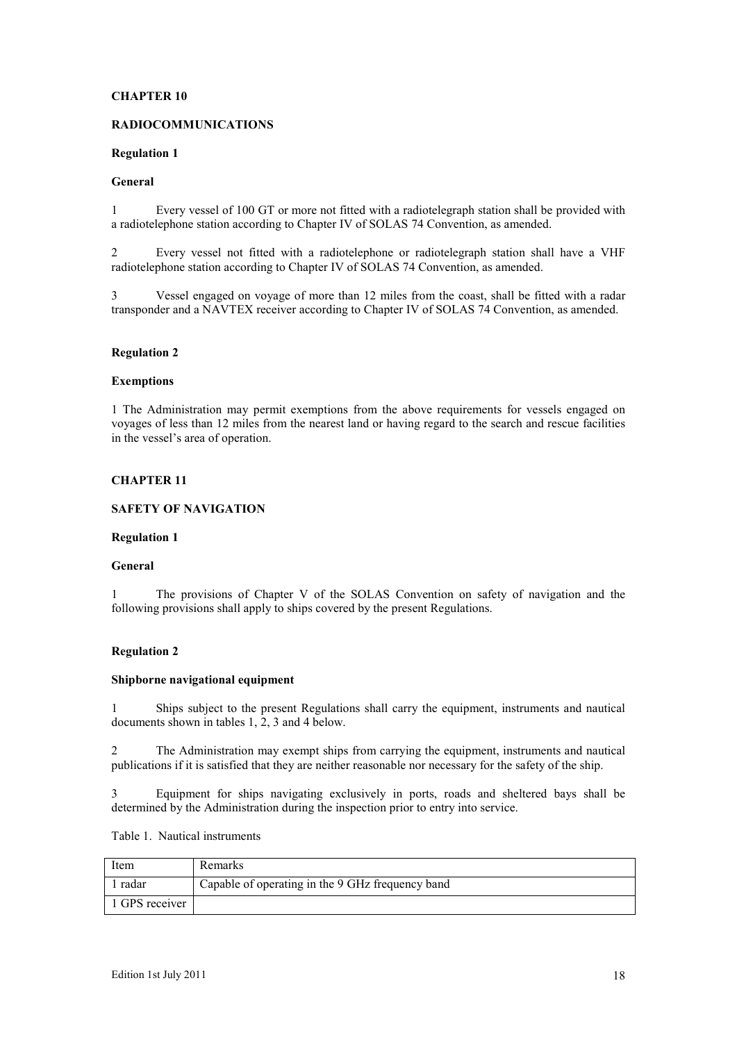## CHAPTER 10

## RADIOCOMMUNICATIONS

### Regulation 1

### General

1 Every vessel of 100 GT or more not fitted with a radiotelegraph station shall be provided with a radiotelephone station according to Chapter IV of SOLAS 74 Convention, as amended.

2 Every vessel not fitted with a radiotelephone or radiotelegraph station shall have a VHF radiotelephone station according to Chapter IV of SOLAS 74 Convention, as amended.

3 Vessel engaged on voyage of more than 12 miles from the coast, shall be fitted with a radar transponder and a NAVTEX receiver according to Chapter IV of SOLAS 74 Convention, as amended.

### Regulation 2

### Exemptions

1 The Administration may permit exemptions from the above requirements for vessels engaged on voyages of less than 12 miles from the nearest land or having regard to the search and rescue facilities in the vessel's area of operation.

## CHAPTER 11

## SAFETY OF NAVIGATION

### Regulation 1

### General

1 The provisions of Chapter V of the SOLAS Convention on safety of navigation and the following provisions shall apply to ships covered by the present Regulations.

### Regulation 2

### Shipborne navigational equipment

1 Ships subject to the present Regulations shall carry the equipment, instruments and nautical documents shown in tables 1, 2, 3 and 4 below.

2 The Administration may exempt ships from carrying the equipment, instruments and nautical publications if it is satisfied that they are neither reasonable nor necessary for the safety of the ship.

3 Equipment for ships navigating exclusively in ports, roads and sheltered bays shall be determined by the Administration during the inspection prior to entry into service.

Table 1. Nautical instruments

| Item | Remarks |
|---|---|
| 1 radar | Capable of operating in the 9 GHz frequency band |
| 1 GPS receiver | |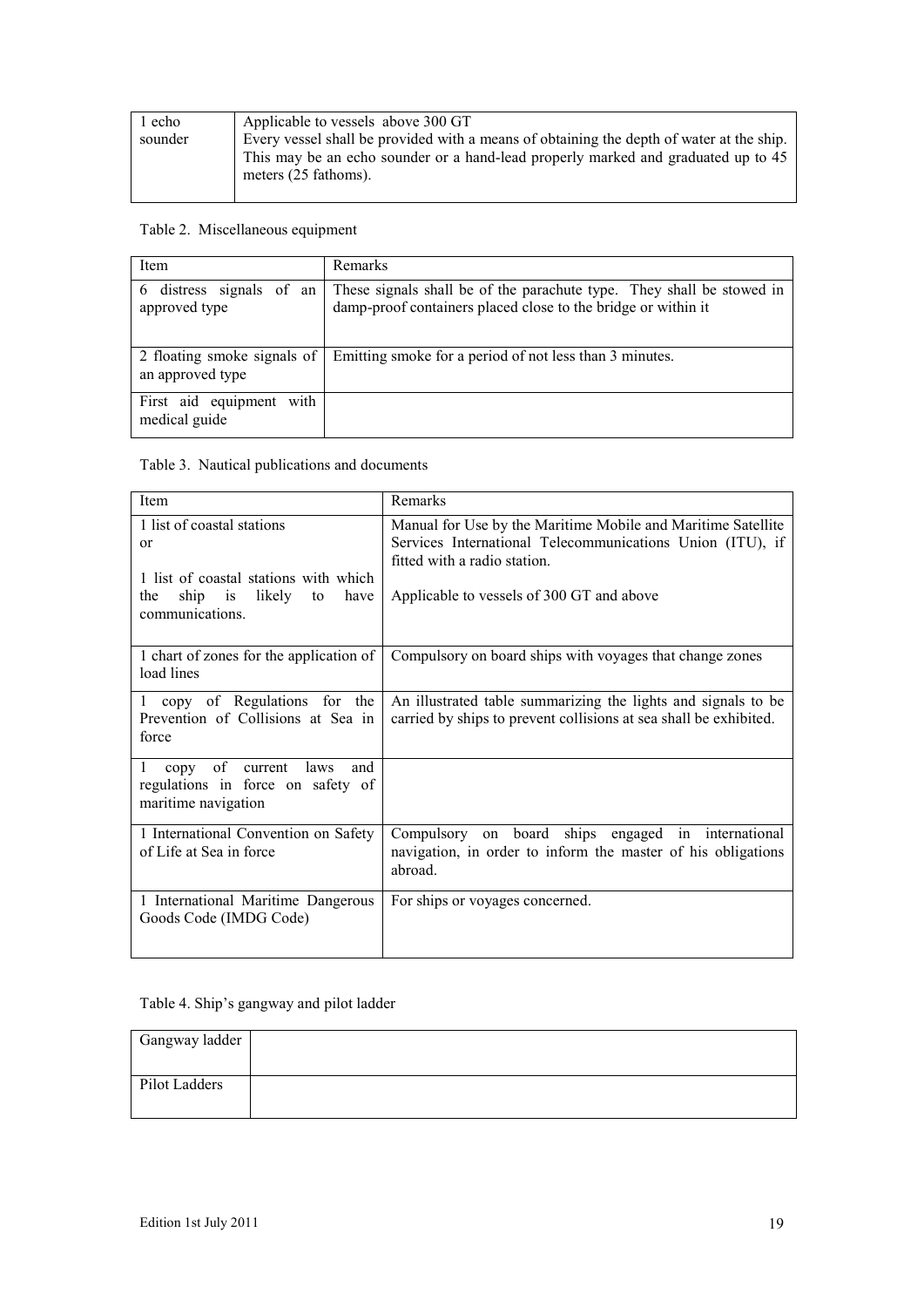| 1 echo sounder | Applicable to vessels above 300 GT<br>Every vessel shall be provided with a means of obtaining the depth of water at the ship. This may be an echo sounder or a hand-lead properly marked and graduated up to 45 meters (25 fathoms). |
| --- | --- |

Table 2. Miscellaneous equipment

| Item | Remarks |
| --- | --- |
| 6 distress signals of an approved type | These signals shall be of the parachute type. They shall be stowed in damp-proof containers placed close to the bridge or within it |
| 2 floating smoke signals of an approved type | Emitting smoke for a period of not less than 3 minutes. |
| First aid equipment with medical guide | |

Table 3. Nautical publications and documents

| Item | Remarks |
| --- | --- |
| 1 list of coastal stations<br>or<br>1 list of coastal stations with which the ship is likely to have communications. | Manual for Use by the Maritime Mobile and Maritime Satellite Services International Telecommunications Union (ITU), if fitted with a radio station.<br>Applicable to vessels of 300 GT and above |
| 1 chart of zones for the application of load lines | Compulsory on board ships with voyages that change zones |
| 1 copy of Regulations for the Prevention of Collisions at Sea in force | An illustrated table summarizing the lights and signals to be carried by ships to prevent collisions at sea shall be exhibited. |
| 1 copy of current laws and regulations in force on safety of maritime navigation | |
| 1 International Convention on Safety of Life at Sea in force | Compulsory on board ships engaged in international navigation, in order to inform the master of his obligations abroad. |
| 1 International Maritime Dangerous Goods Code (IMDG Code) | For ships or voyages concerned. |

Table 4. Ship's gangway and pilot ladder

| Gangway ladder | |
| --- | --- |
| Pilot Ladders | |

Edition 1st July 2011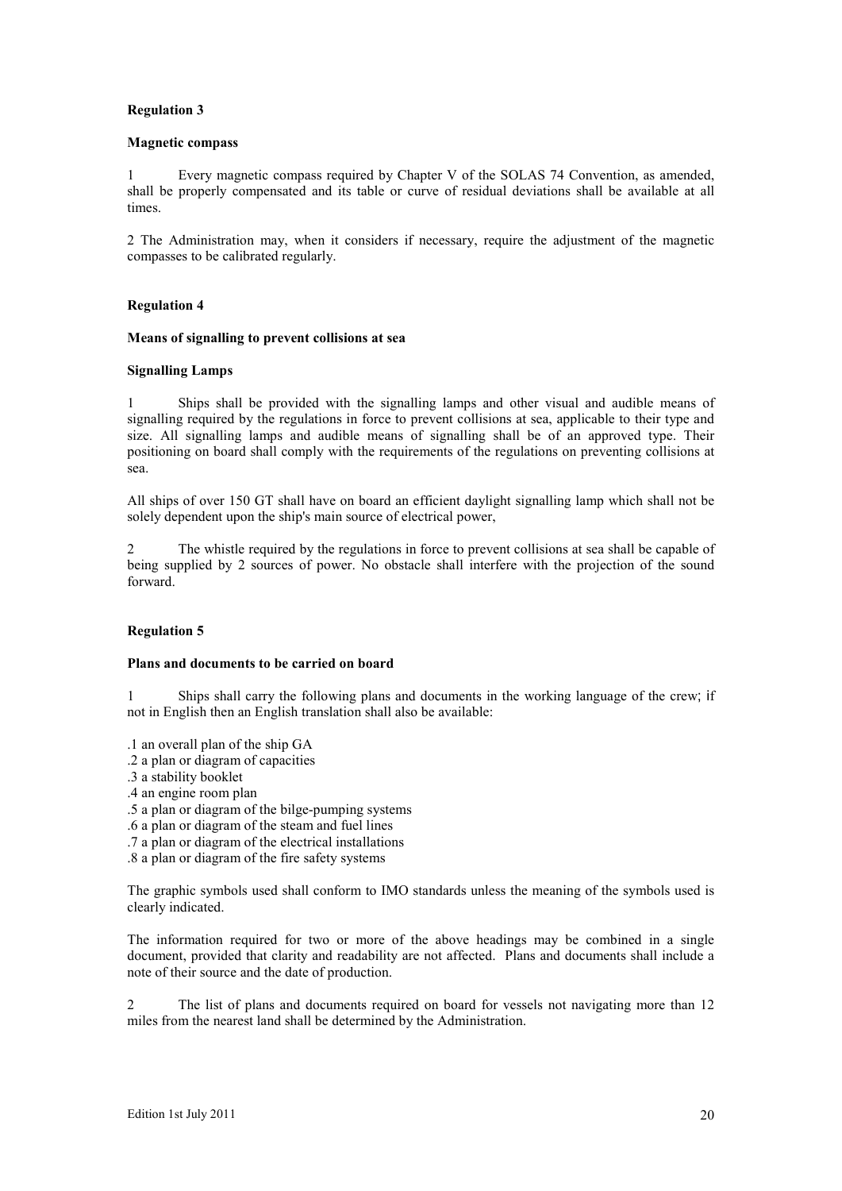## Regulation 3

### Magnetic compass

1 Every magnetic compass required by Chapter V of the SOLAS 74 Convention, as amended, shall be properly compensated and its table or curve of residual deviations shall be available at all times.

2 The Administration may, when it considers if necessary, require the adjustment of the magnetic compasses to be calibrated regularly.

## Regulation 4

### Means of signalling to prevent collisions at sea

### Signalling Lamps

1 Ships shall be provided with the signalling lamps and other visual and audible means of signalling required by the regulations in force to prevent collisions at sea, applicable to their type and size. All signalling lamps and audible means of signalling shall be of an approved type. Their positioning on board shall comply with the requirements of the regulations on preventing collisions at sea.

All ships of over 150 GT shall have on board an efficient daylight signalling lamp which shall not be solely dependent upon the ship's main source of electrical power,

2 The whistle required by the regulations in force to prevent collisions at sea shall be capable of being supplied by 2 sources of power. No obstacle shall interfere with the projection of the sound forward.

## Regulation 5

### Plans and documents to be carried on board

1 Ships shall carry the following plans and documents in the working language of the crew; if not in English then an English translation shall also be available:

.1 an overall plan of the ship GA
.2 a plan or diagram of capacities
.3 a stability booklet
.4 an engine room plan
.5 a plan or diagram of the bilge-pumping systems
.6 a plan or diagram of the steam and fuel lines
.7 a plan or diagram of the electrical installations
.8 a plan or diagram of the fire safety systems

The graphic symbols used shall conform to IMO standards unless the meaning of the symbols used is clearly indicated.

The information required for two or more of the above headings may be combined in a single document, provided that clarity and readability are not affected. Plans and documents shall include a note of their source and the date of production.

2 The list of plans and documents required on board for vessels not navigating more than 12 miles from the nearest land shall be determined by the Administration.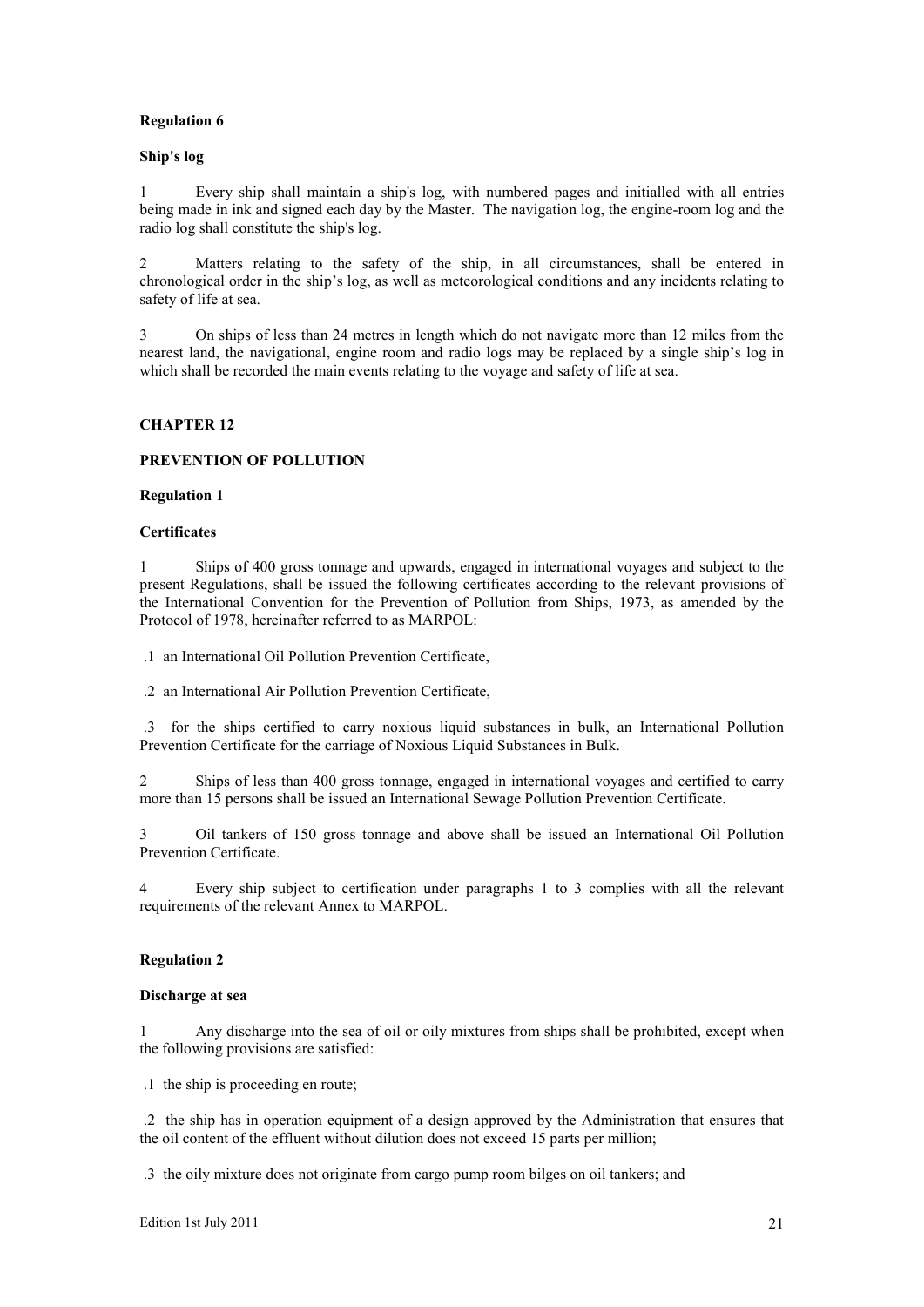### Regulation 6

**Ship's log**

1 Every ship shall maintain a ship's log, with numbered pages and initialled with all entries being made in ink and signed each day by the Master. The navigation log, the engine-room log and the radio log shall constitute the ship's log.

2 Matters relating to the safety of the ship, in all circumstances, shall be entered in chronological order in the ship's log, as well as meteorological conditions and any incidents relating to safety of life at sea.

3 On ships of less than 24 metres in length which do not navigate more than 12 miles from the nearest land, the navigational, engine room and radio logs may be replaced by a single ship's log in which shall be recorded the main events relating to the voyage and safety of life at sea.

## CHAPTER 12

## PREVENTION OF POLLUTION

### Regulation 1

**Certificates**

1 Ships of 400 gross tonnage and upwards, engaged in international voyages and subject to the present Regulations, shall be issued the following certificates according to the relevant provisions of the International Convention for the Prevention of Pollution from Ships, 1973, as amended by the Protocol of 1978, hereinafter referred to as MARPOL:

.1 an International Oil Pollution Prevention Certificate,

.2 an International Air Pollution Prevention Certificate,

.3 for the ships certified to carry noxious liquid substances in bulk, an International Pollution Prevention Certificate for the carriage of Noxious Liquid Substances in Bulk.

2 Ships of less than 400 gross tonnage, engaged in international voyages and certified to carry more than 15 persons shall be issued an International Sewage Pollution Prevention Certificate.

3 Oil tankers of 150 gross tonnage and above shall be issued an International Oil Pollution Prevention Certificate.

4 Every ship subject to certification under paragraphs 1 to 3 complies with all the relevant requirements of the relevant Annex to MARPOL.

### Regulation 2

**Discharge at sea**

1 Any discharge into the sea of oil or oily mixtures from ships shall be prohibited, except when the following provisions are satisfied:

.1 the ship is proceeding en route;

.2 the ship has in operation equipment of a design approved by the Administration that ensures that the oil content of the effluent without dilution does not exceed 15 parts per million;

.3 the oily mixture does not originate from cargo pump room bilges on oil tankers; and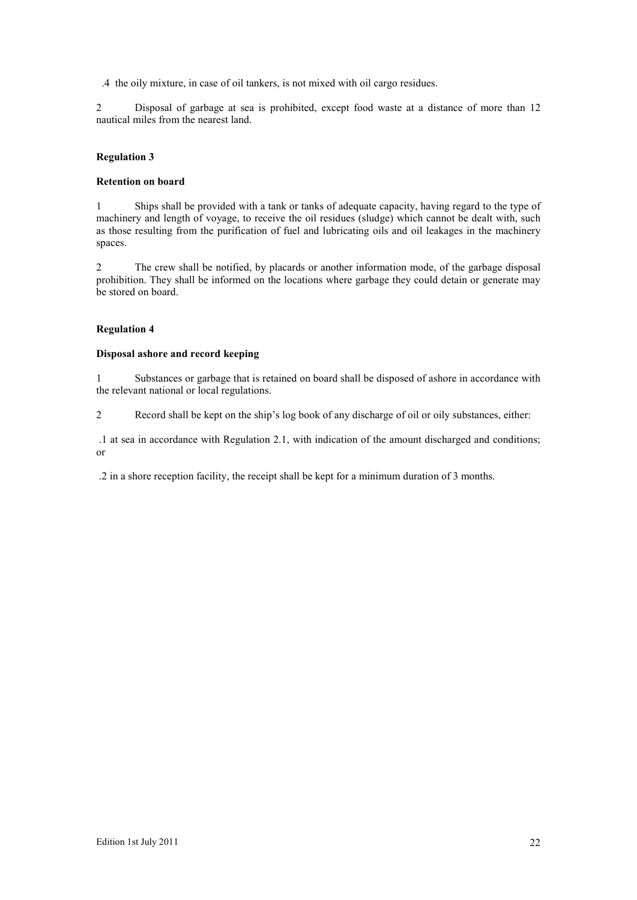.4 the oily mixture, in case of oil tankers, is not mixed with oil cargo residues.

2 Disposal of garbage at sea is prohibited, except food waste at a distance of more than 12 nautical miles from the nearest land.

**Regulation 3**

**Retention on board**

1 Ships shall be provided with a tank or tanks of adequate capacity, having regard to the type of machinery and length of voyage, to receive the oil residues (sludge) which cannot be dealt with, such as those resulting from the purification of fuel and lubricating oils and oil leakages in the machinery spaces.

2 The crew shall be notified, by placards or another information mode, of the garbage disposal prohibition. They shall be informed on the locations where garbage they could detain or generate may be stored on board.

**Regulation 4**

**Disposal ashore and record keeping**

1 Substances or garbage that is retained on board shall be disposed of ashore in accordance with the relevant national or local regulations.

2 Record shall be kept on the ship's log book of any discharge of oil or oily substances, either:

.1 at sea in accordance with Regulation 2.1, with indication of the amount discharged and conditions; or

.2 in a shore reception facility, the receipt shall be kept for a minimum duration of 3 months.